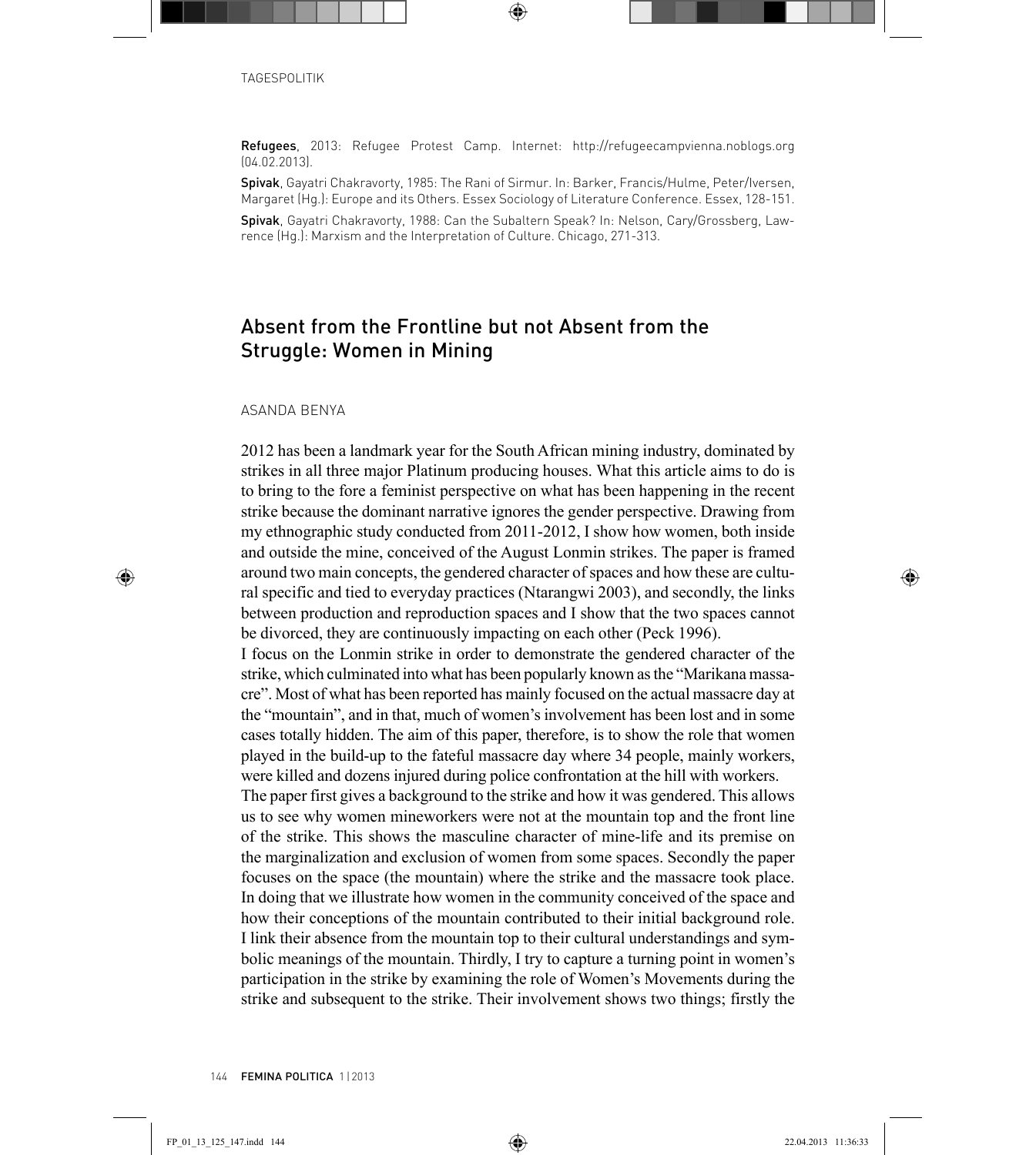**Refugees**, 2013: Refugee Protest Camp. Internet: http://refugeecampvienna.noblogs.org (04.02.2013).

**Spivak**, Gayatri Chakravorty, 1985: The Rani of Sirmur. In: Barker, Francis/Hulme, Peter/Iversen, Margaret (Hg.): Europe and its Others. Essex Sociology of Literature Conference. Essex, 128-151.

**Spivak**, Gayatri Chakravorty, 1988: Can the Subaltern Speak? In: Nelson, Cary/Grossberg, Lawrence (Hg.): Marxism and the Interpretation of Culture. Chicago, 271-313.

## Absent from the Frontline but not Absent from the Struggle: Women in Mining

ASANDA BENYA

2012 has been a landmark year for the South African mining industry, dominated by strikes in all three major Platinum producing houses. What this article aims to do is to bring to the fore a feminist perspective on what has been happening in the recent strike because the dominant narrative ignores the gender perspective. Drawing from my ethnographic study conducted from 2011-2012, I show how women, both inside and outside the mine, conceived of the August Lonmin strikes. The paper is framed around two main concepts, the gendered character of spaces and how these are cultural specific and tied to everyday practices (Ntarangwi 2003), and secondly, the links between production and reproduction spaces and I show that the two spaces cannot be divorced, they are continuously impacting on each other (Peck 1996).

I focus on the Lonmin strike in order to demonstrate the gendered character of the strike, which culminated into what has been popularly known as the "Marikana massacre". Most of what has been reported has mainly focused on the actual massacre day at the "mountain", and in that, much of women's involvement has been lost and in some cases totally hidden. The aim of this paper, therefore, is to show the role that women played in the build-up to the fateful massacre day where 34 people, mainly workers, were killed and dozens injured during police confrontation at the hill with workers.

The paper first gives a background to the strike and how it was gendered. This allows us to see why women mineworkers were not at the mountain top and the front line of the strike. This shows the masculine character of mine-life and its premise on the marginalization and exclusion of women from some spaces. Secondly the paper focuses on the space (the mountain) where the strike and the massacre took place. In doing that we illustrate how women in the community conceived of the space and how their conceptions of the mountain contributed to their initial background role. I link their absence from the mountain top to their cultural understandings and symbolic meanings of the mountain. Thirdly, I try to capture a turning point in women's participation in the strike by examining the role of Women's Movements during the strike and subsequent to the strike. Their involvement shows two things; firstly the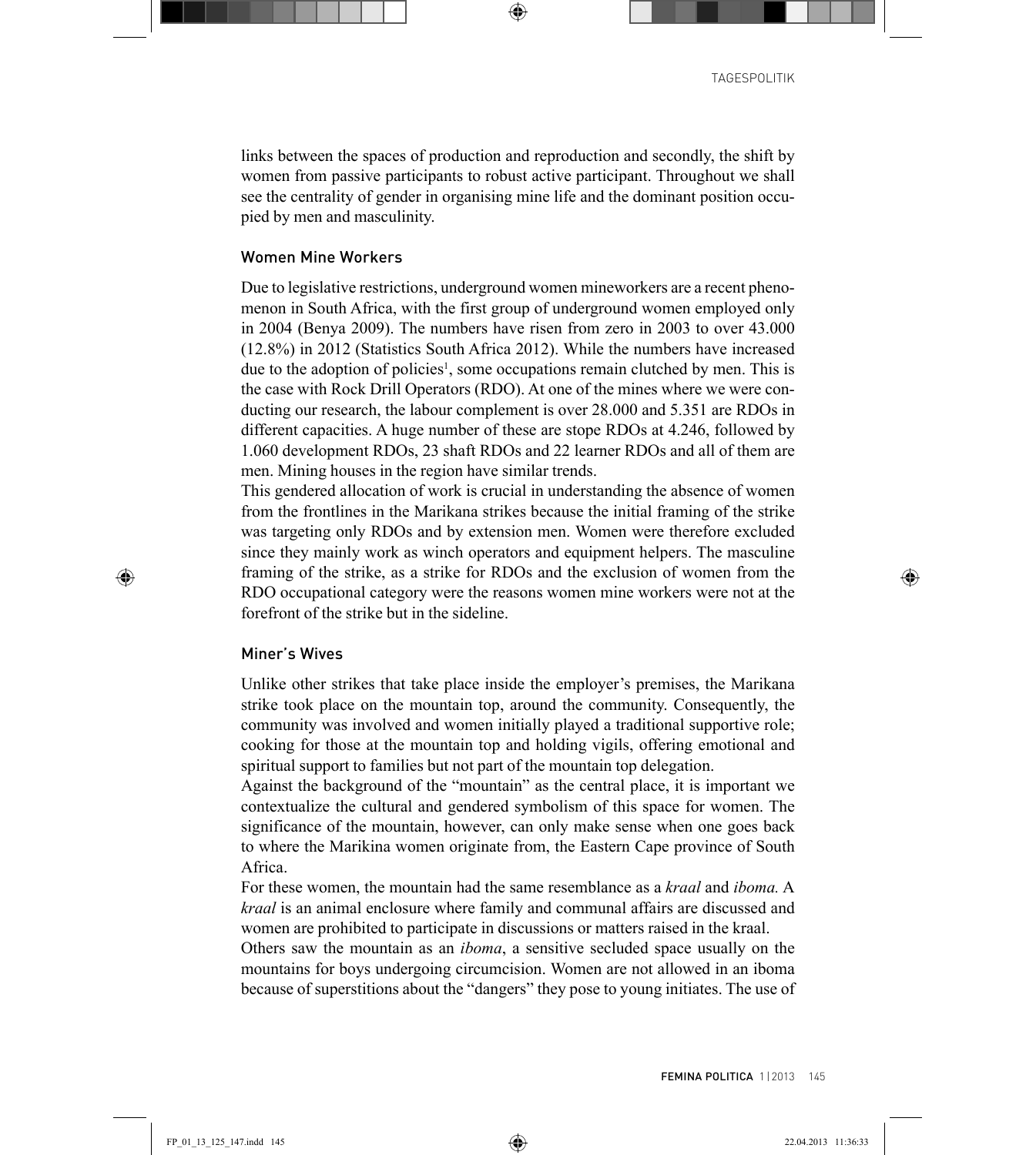links between the spaces of production and reproduction and secondly, the shift by women from passive participants to robust active participant. Throughout we shall see the centrality of gender in organising mine life and the dominant position occupied by men and masculinity.

## Women Mine Workers

Due to legislative restrictions, underground women mineworkers are a recent phenomenon in South Africa, with the first group of underground women employed only in 2004 (Benya 2009). The numbers have risen from zero in 2003 to over 43.000 (12.8%) in 2012 (Statistics South Africa 2012). While the numbers have increased due to the adoption of policies[1], some occupations remain clutched by men. This is the case with Rock Drill Operators (RDO). At one of the mines where we were conducting our research, the labour complement is over 28.000 and 5.351 are RDOs in different capacities. A huge number of these are stope RDOs at 4.246, followed by 1.060 development RDOs, 23 shaft RDOs and 22 learner RDOs and all of them are men. Mining houses in the region have similar trends.

This gendered allocation of work is crucial in understanding the absence of women from the frontlines in the Marikana strikes because the initial framing of the strike was targeting only RDOs and by extension men. Women were therefore excluded since they mainly work as winch operators and equipment helpers. The masculine framing of the strike, as a strike for RDOs and the exclusion of women from the RDO occupational category were the reasons women mine workers were not at the forefront of the strike but in the sideline.

## Miner's Wives

Unlike other strikes that take place inside the employer's premises, the Marikana strike took place on the mountain top, around the community. Consequently, the community was involved and women initially played a traditional supportive role; cooking for those at the mountain top and holding vigils, offering emotional and spiritual support to families but not part of the mountain top delegation.

Against the background of the "mountain" as the central place, it is important we contextualize the cultural and gendered symbolism of this space for women. The significance of the mountain, however, can only make sense when one goes back to where the Marikina women originate from, the Eastern Cape province of South Africa.

For these women, the mountain had the same resemblance as a *kraal* and *iboma.* A *kraal* is an animal enclosure where family and communal affairs are discussed and women are prohibited to participate in discussions or matters raised in the kraal.

Others saw the mountain as an *iboma*, a sensitive secluded space usually on the mountains for boys undergoing circumcision. Women are not allowed in an iboma because of superstitions about the "dangers" they pose to young initiates. The use of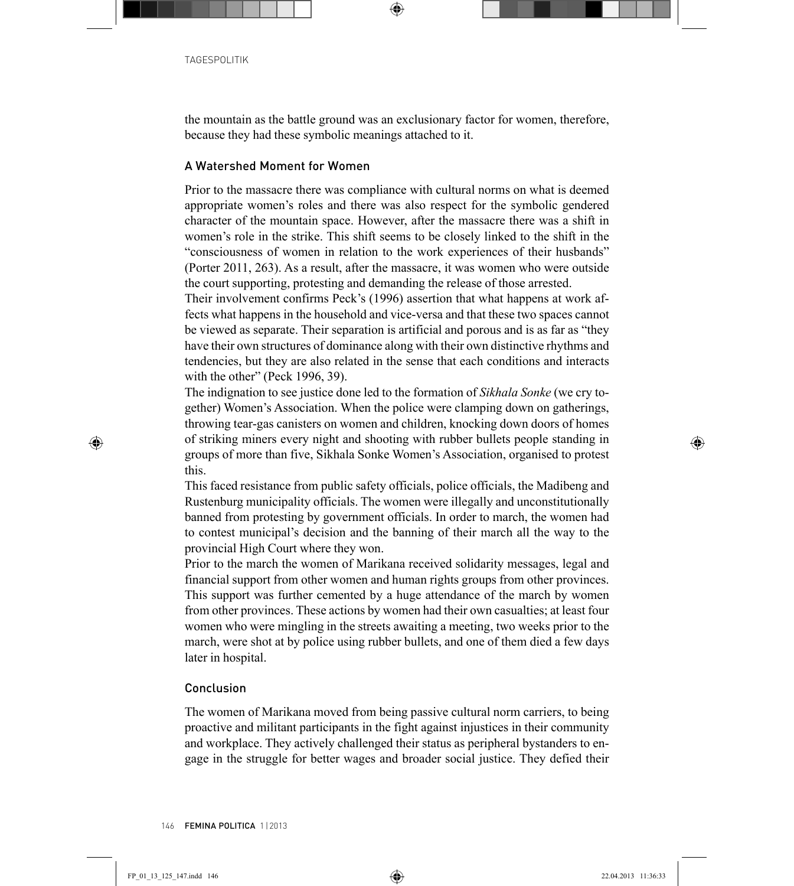the mountain as the battle ground was an exclusionary factor for women, therefore, because they had these symbolic meanings attached to it.

### A Watershed Moment for Women

Prior to the massacre there was compliance with cultural norms on what is deemed appropriate women's roles and there was also respect for the symbolic gendered character of the mountain space. However, after the massacre there was a shift in women's role in the strike. This shift seems to be closely linked to the shift in the "consciousness of women in relation to the work experiences of their husbands" (Porter 2011, 263). As a result, after the massacre, it was women who were outside the court supporting, protesting and demanding the release of those arrested.

Their involvement confirms Peck's (1996) assertion that what happens at work affects what happens in the household and vice-versa and that these two spaces cannot be viewed as separate. Their separation is artificial and porous and is as far as "they have their own structures of dominance along with their own distinctive rhythms and tendencies, but they are also related in the sense that each conditions and interacts with the other" (Peck 1996, 39).

The indignation to see justice done led to the formation of *Sikhala Sonke* (we cry together) Women's Association. When the police were clamping down on gatherings, throwing tear-gas canisters on women and children, knocking down doors of homes of striking miners every night and shooting with rubber bullets people standing in groups of more than five, Sikhala Sonke Women's Association, organised to protest this.

This faced resistance from public safety officials, police officials, the Madibeng and Rustenburg municipality officials. The women were illegally and unconstitutionally banned from protesting by government officials. In order to march, the women had to contest municipal's decision and the banning of their march all the way to the provincial High Court where they won.

Prior to the march the women of Marikana received solidarity messages, legal and financial support from other women and human rights groups from other provinces. This support was further cemented by a huge attendance of the march by women from other provinces. These actions by women had their own casualties; at least four women who were mingling in the streets awaiting a meeting, two weeks prior to the march, were shot at by police using rubber bullets, and one of them died a few days later in hospital.

### Conclusion

The women of Marikana moved from being passive cultural norm carriers, to being proactive and militant participants in the fight against injustices in their community and workplace. They actively challenged their status as peripheral bystanders to engage in the struggle for better wages and broader social justice. They defied their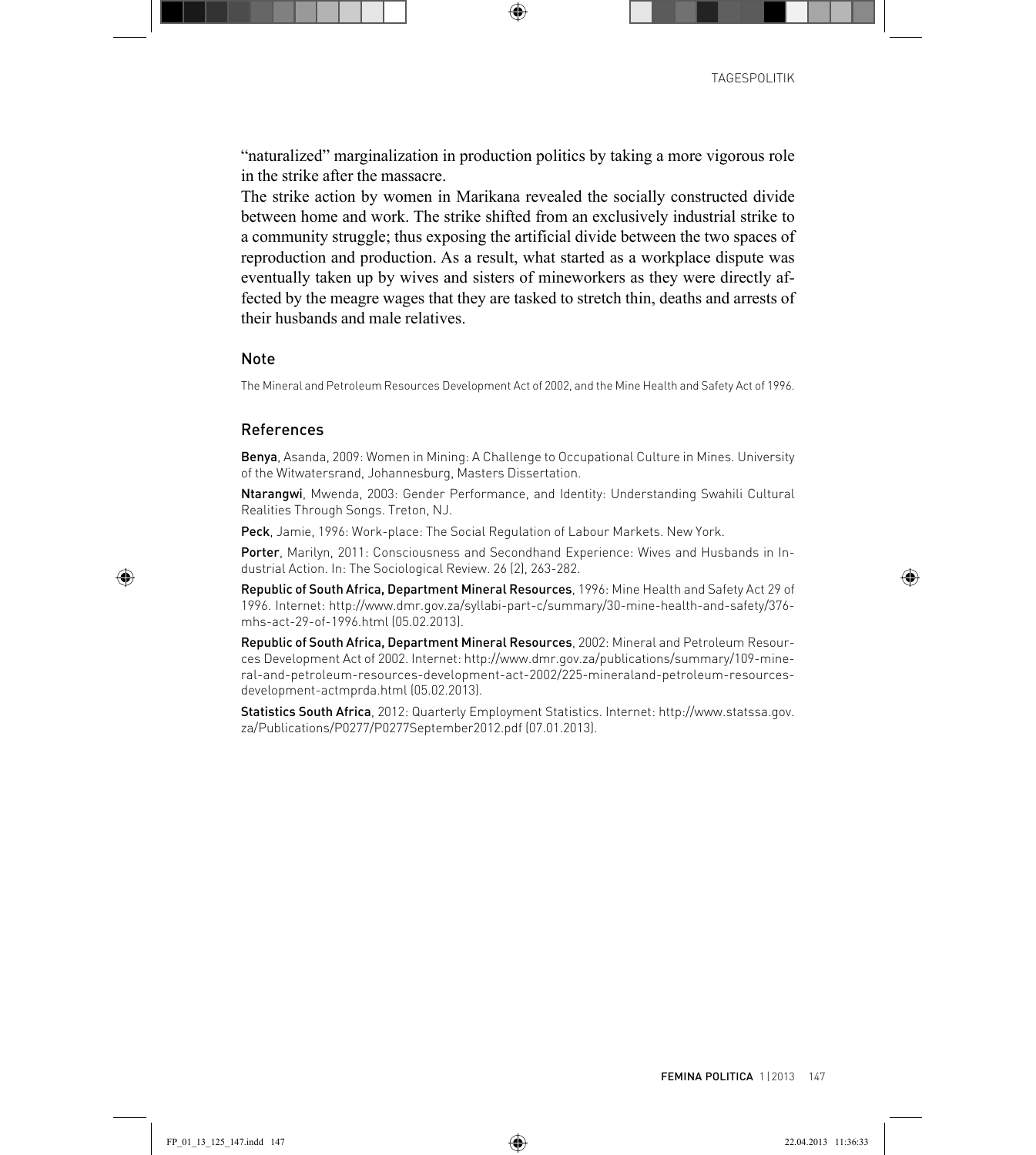"naturalized" marginalization in production politics by taking a more vigorous role in the strike after the massacre.

The strike action by women in Marikana revealed the socially constructed divide between home and work. The strike shifted from an exclusively industrial strike to a community struggle; thus exposing the artificial divide between the two spaces of reproduction and production. As a result, what started as a workplace dispute was eventually taken up by wives and sisters of mineworkers as they were directly affected by the meagre wages that they are tasked to stretch thin, deaths and arrests of their husbands and male relatives.

## Note

The Mineral and Petroleum Resources Development Act of 2002, and the Mine Health and Safety Act of 1996.

## References

**Benya**, Asanda, 2009: Women in Mining: A Challenge to Occupational Culture in Mines. University of the Witwatersrand, Johannesburg, Masters Dissertation.

**Ntarangwi**, Mwenda, 2003: Gender Performance, and Identity: Understanding Swahili Cultural Realities Through Songs. Treton, NJ.

**Peck**, Jamie, 1996: Work-place: The Social Regulation of Labour Markets. New York.

**Porter**, Marilyn, 2011: Consciousness and Secondhand Experience: Wives and Husbands in Industrial Action. In: The Sociological Review. 26 (2), 263-282.

**Republic of South Africa, Department Mineral Resources**, 1996: Mine Health and Safety Act 29 of 1996. Internet: http://www.dmr.gov.za/syllabi-part-c/summary/30-mine-health-and-safety/376-mhs-act-29-of-1996.html (05.02.2013).

**Republic of South Africa, Department Mineral Resources**, 2002: Mineral and Petroleum Resources Development Act of 2002. Internet: http://www.dmr.gov.za/publications/summary/109-mineral-and-petroleum-resources-development-act-2002/225-mineraland-petroleum-resources-development-actmprda.html (05.02.2013).

**Statistics South Africa**, 2012: Quarterly Employment Statistics. Internet: http://www.statssa.gov.za/Publications/P0277/P0277September2012.pdf (07.01.2013).